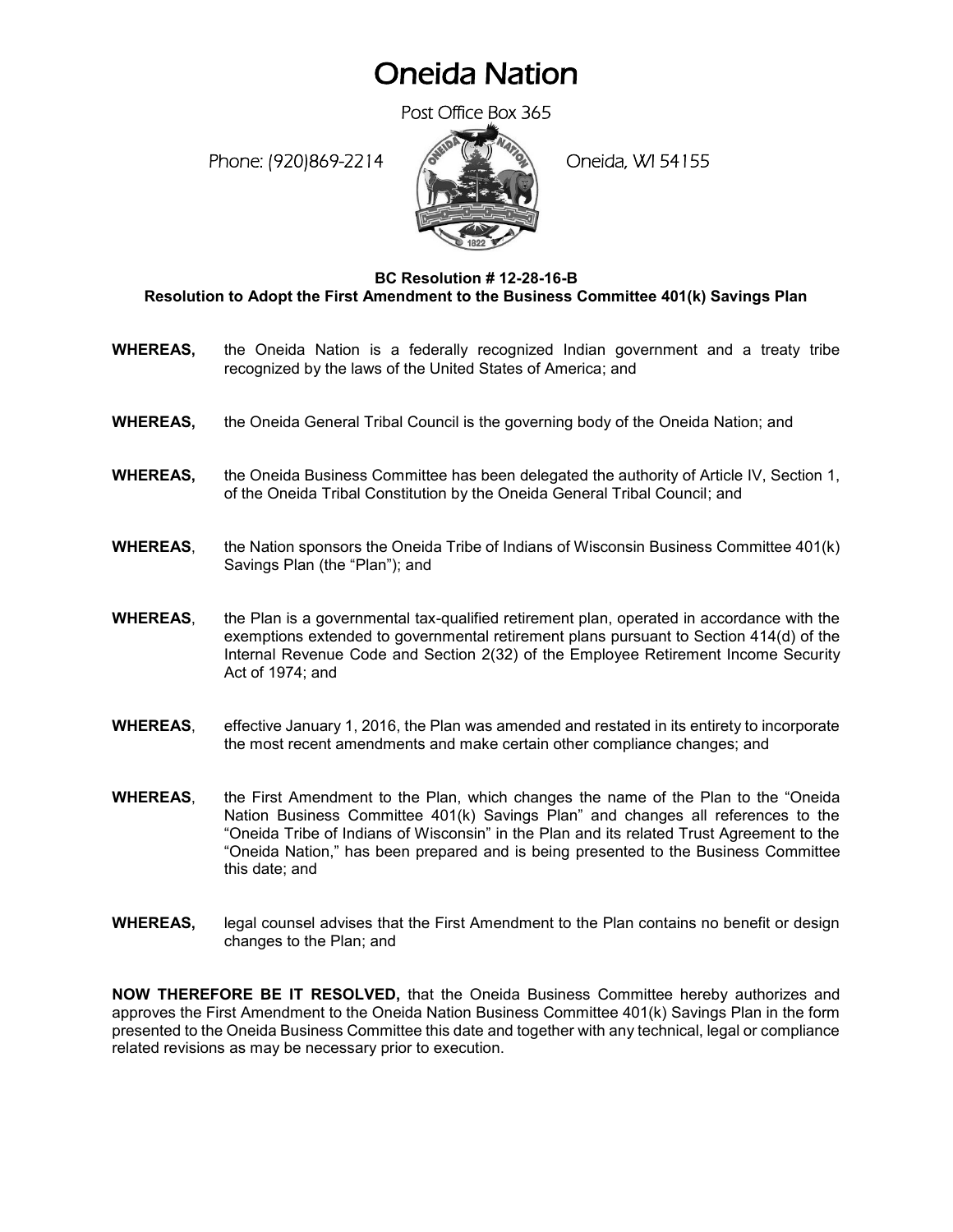# Oneida Nation

Post Office Box 365

Phone: (920)869-2214 Oneida, WI 54155

**BC Resolution # 12-28-16-B**
**Resolution to Adopt the First Amendment to the Business Committee 401(k) Savings Plan**

**WHEREAS,** the Oneida Nation is a federally recognized Indian government and a treaty tribe recognized by the laws of the United States of America; and

**WHEREAS,** the Oneida General Tribal Council is the governing body of the Oneida Nation; and

**WHEREAS,** the Oneida Business Committee has been delegated the authority of Article IV, Section 1, of the Oneida Tribal Constitution by the Oneida General Tribal Council; and

**WHEREAS**, the Nation sponsors the Oneida Tribe of Indians of Wisconsin Business Committee 401(k) Savings Plan (the "Plan"); and

**WHEREAS**, the Plan is a governmental tax-qualified retirement plan, operated in accordance with the exemptions extended to governmental retirement plans pursuant to Section 414(d) of the Internal Revenue Code and Section 2(32) of the Employee Retirement Income Security Act of 1974; and

**WHEREAS**, effective January 1, 2016, the Plan was amended and restated in its entirety to incorporate the most recent amendments and make certain other compliance changes; and

**WHEREAS**, the First Amendment to the Plan, which changes the name of the Plan to the "Oneida Nation Business Committee 401(k) Savings Plan" and changes all references to the "Oneida Tribe of Indians of Wisconsin" in the Plan and its related Trust Agreement to the "Oneida Nation," has been prepared and is being presented to the Business Committee this date; and

**WHEREAS,** legal counsel advises that the First Amendment to the Plan contains no benefit or design changes to the Plan; and

**NOW THEREFORE BE IT RESOLVED,** that the Oneida Business Committee hereby authorizes and approves the First Amendment to the Oneida Nation Business Committee 401(k) Savings Plan in the form presented to the Oneida Business Committee this date and together with any technical, legal or compliance related revisions as may be necessary prior to execution.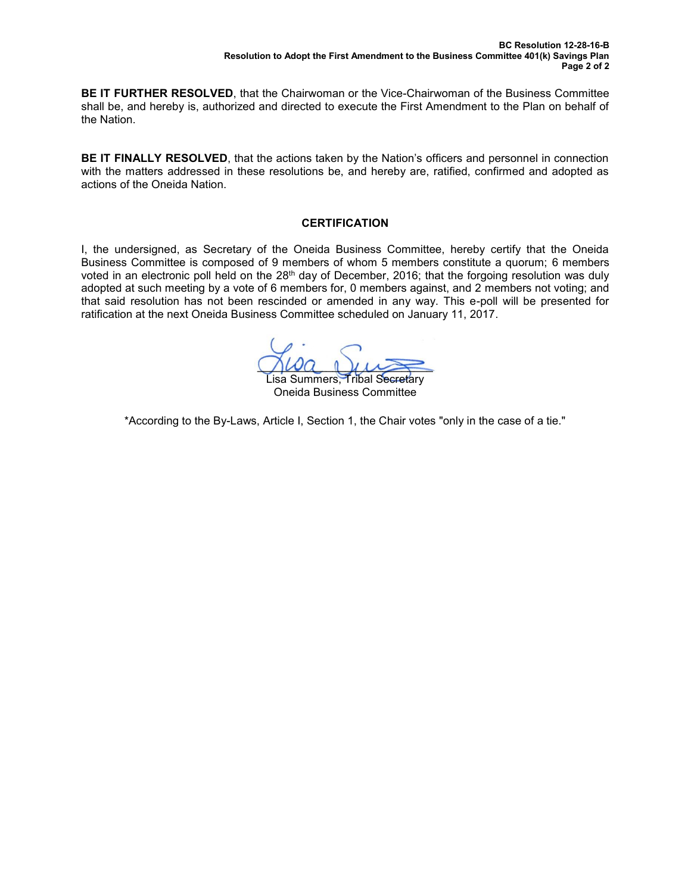**BE IT FURTHER RESOLVED**, that the Chairwoman or the Vice-Chairwoman of the Business Committee shall be, and hereby is, authorized and directed to execute the First Amendment to the Plan on behalf of the Nation.

**BE IT FINALLY RESOLVED**, that the actions taken by the Nation's officers and personnel in connection with the matters addressed in these resolutions be, and hereby are, ratified, confirmed and adopted as actions of the Oneida Nation.

**CERTIFICATION**

I, the undersigned, as Secretary of the Oneida Business Committee, hereby certify that the Oneida Business Committee is composed of 9 members of whom 5 members constitute a quorum; 6 members voted in an electronic poll held on the 28th day of December, 2016; that the forgoing resolution was duly adopted at such meeting by a vote of 6 members for, 0 members against, and 2 members not voting; and that said resolution has not been rescinded or amended in any way. This e-poll will be presented for ratification at the next Oneida Business Committee scheduled on January 11, 2017.

Lisa Summers, Tribal Secretary
Oneida Business Committee

*According to the By-Laws, Article I, Section 1, the Chair votes "only in the case of a tie."